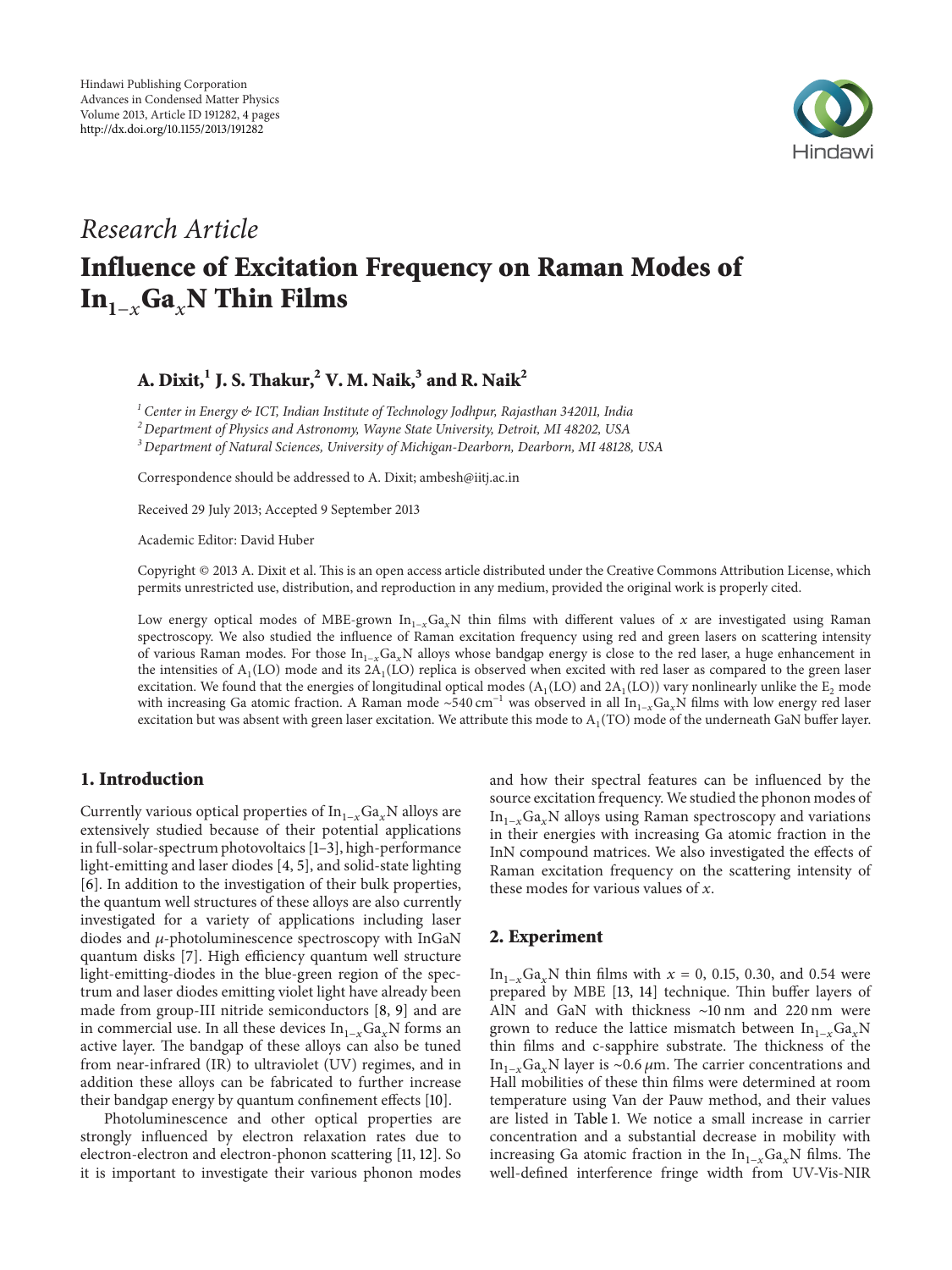Hindawi Publishing Corporation
Advances in Condensed Matter Physics
Volume 2013, Article ID 191282, 4 pages
http://dx.doi.org/10.1155/2013/191282

*Research Article*

# Influence of Excitation Frequency on Raman Modes of $In_{1-x}Ga_xN$ Thin Films

**A. Dixit,[1] J. S. Thakur,[2] V. M. Naik,[3] and R. Naik[2]**

[1] *Center in Energy & ICT, Indian Institute of Technology Jodhpur, Rajasthan 342011, India*
[2] *Department of Physics and Astronomy, Wayne State University, Detroit, MI 48202, USA*
[3] *Department of Natural Sciences, University of Michigan-Dearborn, Dearborn, MI 48128, USA*

Correspondence should be addressed to A. Dixit; ambesh@iitj.ac.in

Received 29 July 2013; Accepted 9 September 2013

Academic Editor: David Huber

Copyright © 2013 A. Dixit et al. This is an open access article distributed under the Creative Commons Attribution License, which permits unrestricted use, distribution, and reproduction in any medium, provided the original work is properly cited.

Low energy optical modes of MBE-grown $In_{1-x}Ga_xN$ thin films with different values of $x$ are investigated using Raman spectroscopy. We also studied the influence of Raman excitation frequency using red and green lasers on scattering intensity of various Raman modes. For those $In_{1-x}Ga_xN$ alloys whose bandgap energy is close to the red laser, a huge enhancement in the intensities of $A_1$(LO) mode and its $2A_1$(LO) replica is observed when excited with red laser as compared to the green laser excitation. We found that the energies of longitudinal optical modes ($A_1$(LO) and $2A_1$(LO)) vary nonlinearly unlike the $E_2$ mode with increasing Ga atomic fraction. A Raman mode ~540 $cm^{-1}$ was observed in all $In_{1-x}Ga_xN$ films with low energy red laser excitation but was absent with green laser excitation. We attribute this mode to $A_1$(TO) mode of the underneath GaN buffer layer.

## 1. Introduction

Currently various optical properties of $In_{1-x}Ga_xN$ alloys are extensively studied because of their potential applications in full-solar-spectrum photovoltaics [1–3], high-performance light-emitting and laser diodes [4, 5], and solid-state lighting [6]. In addition to the investigation of their bulk properties, the quantum well structures of these alloys are also currently investigated for a variety of applications including laser diodes and $\mu$-photoluminescence spectroscopy with InGaN quantum disks [7]. High efficiency quantum well structure light-emitting-diodes in the blue-green region of the spectrum and laser diodes emitting violet light have already been made from group-III nitride semiconductors [8, 9] and are in commercial use. In all these devices $In_{1-x}Ga_xN$ forms an active layer. The bandgap of these alloys can also be tuned from near-infrared (IR) to ultraviolet (UV) regimes, and in addition these alloys can be fabricated to further increase their bandgap energy by quantum confinement effects [10].

Photoluminescence and other optical properties are strongly influenced by electron relaxation rates due to electron-electron and electron-phonon scattering [11, 12]. So it is important to investigate their various phonon modes and how their spectral features can be influenced by the source excitation frequency. We studied the phonon modes of $In_{1-x}Ga_xN$ alloys using Raman spectroscopy and variations in their energies with increasing Ga atomic fraction in the InN compound matrices. We also investigated the effects of Raman excitation frequency on the scattering intensity of these modes for various values of $x$.

## 2. Experiment

$In_{1-x}Ga_xN$ thin films with $x$ = 0, 0.15, 0.30, and 0.54 were prepared by MBE [13, 14] technique. Thin buffer layers of AlN and GaN with thickness ~10 nm and 220 nm were grown to reduce the lattice mismatch between $In_{1-x}Ga_xN$ thin films and c-sapphire substrate. The thickness of the $In_{1-x}Ga_xN$ layer is ~0.6 $\mu$m. The carrier concentrations and Hall mobilities of these thin films were determined at room temperature using Van der Pauw method, and their values are listed in Table 1. We notice a small increase in carrier concentration and a substantial decrease in mobility with increasing Ga atomic fraction in the $In_{1-x}Ga_xN$ films. The well-defined interference fringe width from UV-Vis-NIR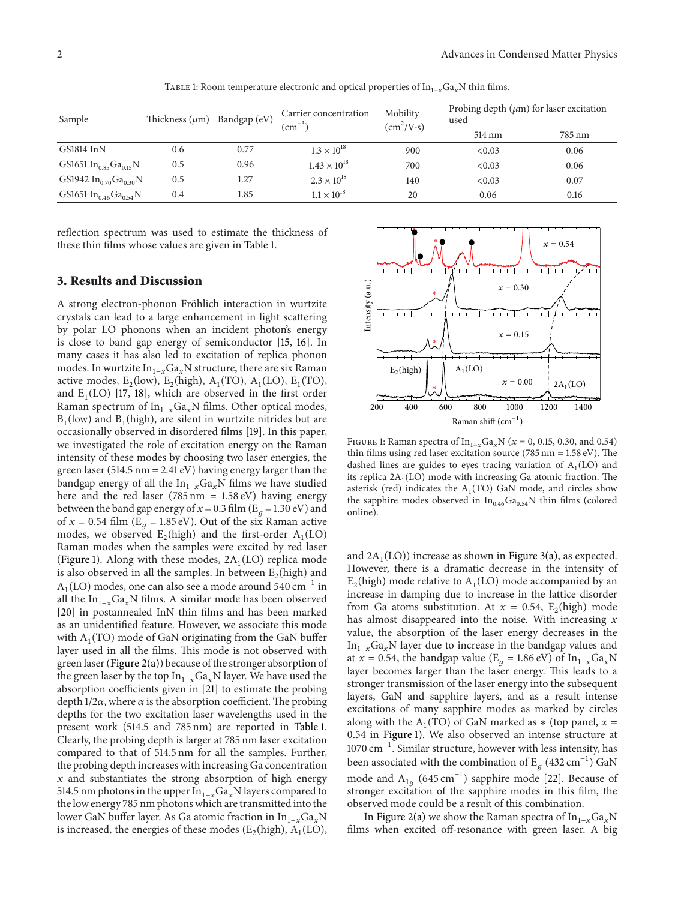Table 1: Room temperature electronic and optical properties of $In_{1-x}Ga_xN$ thin films.

| Sample | Thickness ($\mu$m) | Bandgap (eV) | Carrier concentration ($cm^{-3}$) | Mobility ($cm^2/V{\cdot}s$) | Probing depth ($\mu$m) for laser excitation used | |
|---|---|---|---|---|---|---|
| | | | | | 514 nm | 785 nm |
| GS1814 InN | 0.6 | 0.77 | $1.3 \times 10^{18}$ | 900 | <0.03 | 0.06 |
| GS1651 $In_{0.85}Ga_{0.15}N$ | 0.5 | 0.96 | $1.43 \times 10^{18}$ | 700 | <0.03 | 0.06 |
| GS1942 $In_{0.70}Ga_{0.30}N$ | 0.5 | 1.27 | $2.3 \times 10^{18}$ | 140 | <0.03 | 0.07 |
| GS1651 $In_{0.46}Ga_{0.54}N$ | 0.4 | 1.85 | $1.1 \times 10^{18}$ | 20 | 0.06 | 0.16 |

reflection spectrum was used to estimate the thickness of these thin films whose values are given in Table 1.

## 3. Results and Discussion

A strong electron-phonon Fröhlich interaction in wurtzite crystals can lead to a large enhancement in light scattering by polar LO phonons when an incident photon's energy is close to band gap energy of semiconductor [15, 16]. In many cases it has also led to excitation of replica phonon modes. In wurtzite $In_{1-x}Ga_xN$ structure, there are six Raman active modes, $E_2$(low), $E_2$(high), $A_1$(TO), $A_1$(LO), $E_1$(TO), and $E_1$(LO) [17, 18], which are observed in the first order Raman spectrum of $In_{1-x}Ga_xN$ films. Other optical modes, $B_1$(low) and $B_1$(high), are silent in wurtzite nitrides but are occasionally observed in disordered films [19]. In this paper, we investigated the role of excitation energy on the Raman intensity of these modes by choosing two laser energies, the green laser (514.5 nm = 2.41 eV) having energy larger than the bandgap energy of all the $In_{1-x}Ga_xN$ films we have studied here and the red laser (785 nm = 1.58 eV) having energy between the band gap energy of $x = 0.3$ film ($E_g = 1.30$ eV) and of $x = 0.54$ film ($E_g = 1.85$ eV). Out of the six Raman active modes, we observed $E_2$(high) and the first-order $A_1$(LO) Raman modes when the samples were excited by red laser (Figure 1). Along with these modes, $2A_1$(LO) replica mode is also observed in all the samples. In between $E_2$(high) and $A_1$(LO) modes, one can also see a mode around 540 $cm^{-1}$ in all the $In_{1-x}Ga_xN$ films. A similar mode has been observed [20] in postannealed InN thin films and has been marked as an unidentified feature. However, we associate this mode with $A_1$(TO) mode of GaN originating from the GaN buffer layer used in all the films. This mode is not observed with green laser (Figure 2(a)) because of the stronger absorption of the green laser by the top $In_{1-x}Ga_xN$ layer. We have used the absorption coefficients given in [21] to estimate the probing depth $1/2\alpha$, where $\alpha$ is the absorption coefficient. The probing depths for the two excitation laser wavelengths used in the present work (514.5 and 785 nm) are reported in Table 1. Clearly, the probing depth is larger at 785 nm laser excitation compared to that of 514.5 nm for all the samples. Further, the probing depth increases with increasing Ga concentration $x$ and substantiates the strong absorption of high energy 514.5 nm photons in the upper $In_{1-x}Ga_xN$ layers compared to the low energy 785 nm photons which are transmitted into the lower GaN buffer layer. As Ga atomic fraction in $In_{1-x}Ga_xN$ is increased, the energies of these modes ($E_2$(high), $A_1$(LO), and $2A_1$(LO)) increase as shown in Figure 3(a), as expected. However, there is a dramatic decrease in the intensity of $E_2$(high) mode relative to $A_1$(LO) mode accompanied by an increase in damping due to increase in the lattice disorder from Ga atoms substitution. At $x = 0.54$, $E_2$(high) mode has almost disappeared into the noise. With increasing $x$ value, the absorption of the laser energy decreases in the $In_{1-x}Ga_xN$ layer due to increase in the bandgap values and at $x = 0.54$, the bandgap value ($E_g = 1.86$ eV) of $In_{1-x}Ga_xN$ layer becomes larger than the laser energy. This leads to a stronger transmission of the laser energy into the subsequent layers, GaN and sapphire layers, and as a result intense excitations of many sapphire modes as marked by circles along with the $A_1$(TO) of GaN marked as * (top panel, $x = 0.54$ in Figure 1). We also observed an intense structure at 1070 $cm^{-1}$. Similar structure, however with less intensity, has been associated with the combination of $E_g$ (432 $cm^{-1}$) GaN mode and $A_{1g}$ (645 $cm^{-1}$) sapphire mode [22]. Because of stronger excitation of the sapphire modes in this film, the observed mode could be a result of this combination.

Figure 1: Raman spectra of $In_{1-x}Ga_xN$ ($x = 0$, 0.15, 0.30, and 0.54) thin films using red laser excitation source (785 nm = 1.58 eV). The dashed lines are guides to eyes tracing variation of $A_1$(LO) and its replica $2A_1$(LO) mode with increasing Ga atomic fraction. The asterisk (red) indicates the $A_1$(TO) GaN mode, and circles show the sapphire modes observed in $In_{0.46}Ga_{0.54}N$ thin films (colored online).

In Figure 2(a) we show the Raman spectra of $In_{1-x}Ga_xN$ films when excited off-resonance with green laser. A big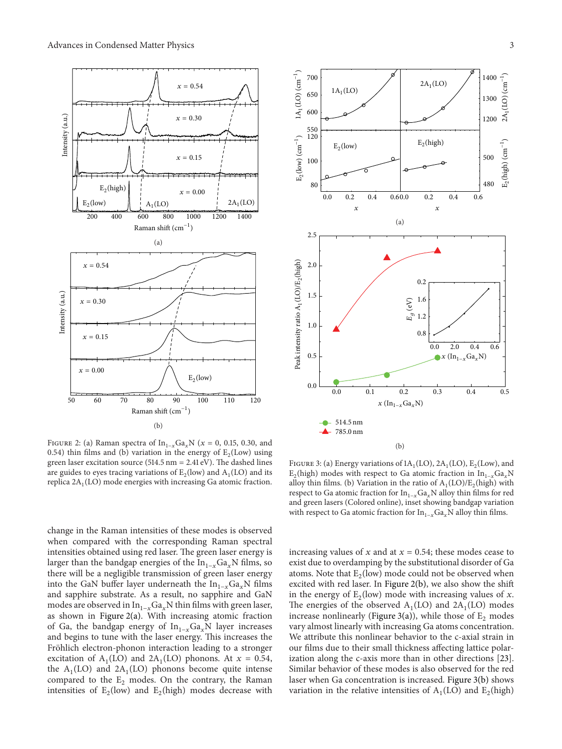Figure 2: (a) Raman spectra of $In_{1-x}Ga_xN$ ($x$ = 0, 0.15, 0.30, and 0.54) thin films and (b) variation in the energy of $E_2$(Low) using green laser excitation source (514.5 nm = 2.41 eV). The dashed lines are guides to eyes tracing variations of $E_2$(low) and $A_1$(LO) and its replica $2A_1$(LO) mode energies with increasing Ga atomic fraction.

Figure 3: (a) Energy variations of $1A_1$(LO), $2A_1$(LO), $E_2$(Low), and $E_2$(high) modes with respect to Ga atomic fraction in $In_{1-x}Ga_xN$ alloy thin films. (b) Variation in the ratio of $A_1$(LO)/$E_2$(high) with respect to Ga atomic fraction for $In_{1-x}Ga_xN$ alloy thin films for red and green lasers (Colored online), inset showing bandgap variation with respect to Ga atomic fraction for $In_{1-x}Ga_xN$ alloy thin films.

change in the Raman intensities of these modes is observed when compared with the corresponding Raman spectral intensities obtained using red laser. The green laser energy is larger than the bandgap energies of the $In_{1-x}Ga_xN$ films, so there will be a negligible transmission of green laser energy into the GaN buffer layer underneath the $In_{1-x}Ga_xN$ films and sapphire substrate. As a result, no sapphire and GaN modes are observed in $In_{1-x}Ga_xN$ thin films with green laser, as shown in Figure 2(a). With increasing atomic fraction of Ga, the bandgap energy of $In_{1-x}Ga_xN$ layer increases and begins to tune with the laser energy. This increases the Fröhlich electron-phonon interaction leading to a stronger excitation of $A_1$(LO) and $2A_1$(LO) phonons. At $x = 0.54$, the $A_1$(LO) and $2A_1$(LO) phonons become quite intense compared to the $E_2$ modes. On the contrary, the Raman intensities of $E_2$(low) and $E_2$(high) modes decrease with increasing values of $x$ and at $x = 0.54$; these modes cease to exist due to overdamping by the substitutional disorder of Ga atoms. Note that $E_2$(low) mode could not be observed when excited with red laser. In Figure 2(b), we also show the shift in the energy of $E_2$(low) mode with increasing values of $x$. The energies of the observed $A_1$(LO) and $2A_1$(LO) modes increase nonlinearly (Figure 3(a)), while those of $E_2$ modes vary almost linearly with increasing Ga atoms concentration. We attribute this nonlinear behavior to the c-axial strain in our films due to their small thickness affecting lattice polarization along the c-axis more than in other directions [23]. Similar behavior of these modes is also observed for the red laser when Ga concentration is increased. Figure 3(b) shows variation in the relative intensities of $A_1$(LO) and $E_2$(high)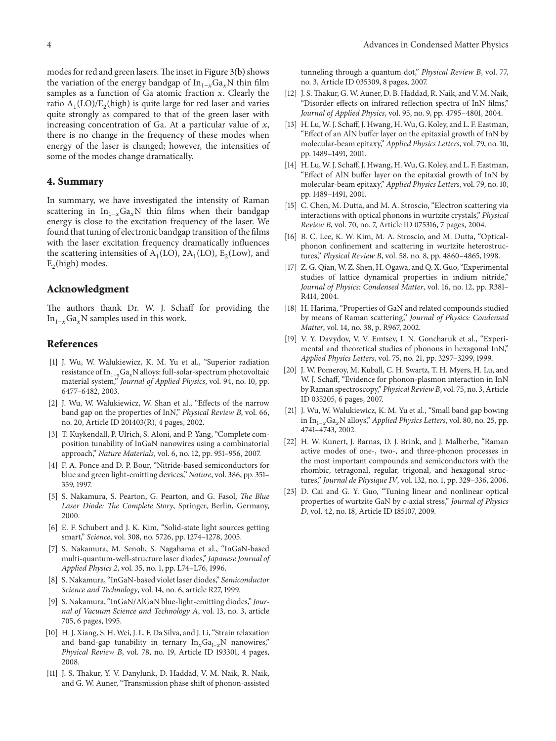modes for red and green lasers. The inset in Figure 3(b) shows the variation of the energy bandgap of $In_{1-x}Ga_xN$ thin film samples as a function of Ga atomic fraction $x$. Clearly the ratio $A_1(LO)/E_2(high)$ is quite large for red laser and varies quite strongly as compared to that of the green laser with increasing concentration of Ga. At a particular value of $x$, there is no change in the frequency of these modes when energy of the laser is changed; however, the intensities of some of the modes change dramatically.

## 4. Summary

In summary, we have investigated the intensity of Raman scattering in $In_{1-x}Ga_xN$ thin films when their bandgap energy is close to the excitation frequency of the laser. We found that tuning of electronic bandgap transition of the films with the laser excitation frequency dramatically influences the scattering intensities of $A_1(LO)$, $2A_1(LO)$, $E_2(Low)$, and $E_2(high)$ modes.

## Acknowledgment

The authors thank Dr. W. J. Schaff for providing the $In_{1-x}Ga_xN$ samples used in this work.

## References

[1] J. Wu, W. Walukiewicz, K. M. Yu et al., "Superior radiation resistance of $In_{1-x}Ga_xN$ alloys: full-solar-spectrum photovoltaic material system," *Journal of Applied Physics*, vol. 94, no. 10, pp. 6477–6482, 2003.

[2] J. Wu, W. Walukiewicz, W. Shan et al., "Effects of the narrow band gap on the properties of InN," *Physical Review B*, vol. 66, no. 20, Article ID 201403(R), 4 pages, 2002.

[3] T. Kuykendall, P. Ulrich, S. Aloni, and P. Yang, "Complete composition tunability of InGaN nanowires using a combinatorial approach," *Nature Materials*, vol. 6, no. 12, pp. 951–956, 2007.

[4] F. A. Ponce and D. P. Bour, "Nitride-based semiconductors for blue and green light-emitting devices," *Nature*, vol. 386, pp. 351–359, 1997.

[5] S. Nakamura, S. Pearton, G. Pearton, and G. Fasol, *The Blue Laser Diode: The Complete Story*, Springer, Berlin, Germany, 2000.

[6] E. F. Schubert and J. K. Kim, "Solid-state light sources getting smart," *Science*, vol. 308, no. 5726, pp. 1274–1278, 2005.

[7] S. Nakamura, M. Senoh, S. Nagahama et al., "InGaN-based multi-quantum-well-structure laser diodes," *Japanese Journal of Applied Physics 2*, vol. 35, no. 1, pp. L74–L76, 1996.

[8] S. Nakamura, "InGaN-based violet laser diodes," *Semiconductor Science and Technology*, vol. 14, no. 6, article R27, 1999.

[9] S. Nakamura, "InGaN/AlGaN blue-light-emitting diodes," *Journal of Vacuum Science and Technology A*, vol. 13, no. 3, article 705, 6 pages, 1995.

[10] H. J. Xiang, S. H. Wei, J. L. F. Da Silva, and J. Li, "Strain relaxation and band-gap tunability in ternary $In_xGa_{1-x}N$ nanowires," *Physical Review B*, vol. 78, no. 19, Article ID 193301, 4 pages, 2008.

[11] J. S. Thakur, Y. V. Danylunk, D. Haddad, V. M. Naik, R. Naik, and G. W. Auner, "Transmission phase shift of phonon-assisted tunneling through a quantum dot," *Physical Review B*, vol. 77, no. 3, Article ID 035309, 8 pages, 2007.

[12] J. S. Thakur, G. W. Auner, D. B. Haddad, R. Naik, and V. M. Naik, "Disorder effects on infrared reflection spectra of InN films," *Journal of Applied Physics*, vol. 95, no. 9, pp. 4795–4801, 2004.

[13] H. Lu, W. J. Schaff, J. Hwang, H. Wu, G. Koley, and L. F. Eastman, "Effect of an AlN buffer layer on the epitaxial growth of InN by molecular-beam epitaxy," *Applied Physics Letters*, vol. 79, no. 10, pp. 1489–1491, 2001.

[14] H. Lu, W. J. Schaff, J. Hwang, H. Wu, G. Koley, and L. F. Eastman, "Effect of AlN buffer layer on the epitaxial growth of InN by molecular-beam epitaxy," *Applied Physics Letters*, vol. 79, no. 10, pp. 1489–1491, 2001.

[15] C. Chen, M. Dutta, and M. A. Stroscio, "Electron scattering via interactions with optical phonons in wurtzite crystals," *Physical Review B*, vol. 70, no. 7, Article ID 075316, 7 pages, 2004.

[16] B. C. Lee, K. W. Kim, M. A. Stroscio, and M. Dutta, "Optical-phonon confinement and scattering in wurtzite heterostructures," *Physical Review B*, vol. 58, no. 8, pp. 4860–4865, 1998.

[17] Z. G. Qian, W. Z. Shen, H. Ogawa, and Q. X. Guo, "Experimental studies of lattice dynamical properties in indium nitride," *Journal of Physics: Condensed Matter*, vol. 16, no. 12, pp. R381–R414, 2004.

[18] H. Harima, "Properties of GaN and related compounds studied by means of Raman scattering," *Journal of Physics: Condensed Matter*, vol. 14, no. 38, p. R967, 2002.

[19] V. Y. Davydov, V. V. Emtsev, I. N. Goncharuk et al., "Experimental and theoretical studies of phonons in hexagonal InN," *Applied Physics Letters*, vol. 75, no. 21, pp. 3297–3299, 1999.

[20] J. W. Pomeroy, M. Kuball, C. H. Swartz, T. H. Myers, H. Lu, and W. J. Schaff, "Evidence for phonon-plasmon interaction in InN by Raman spectroscopy," *Physical Review B*, vol. 75, no. 3, Article ID 035205, 6 pages, 2007.

[21] J. Wu, W. Walukiewicz, K. M. Yu et al., "Small band gap bowing in $In_{1-x}Ga_xN$ alloys," *Applied Physics Letters*, vol. 80, no. 25, pp. 4741–4743, 2002.

[22] H. W. Kunert, J. Barnas, D. J. Brink, and J. Malherbe, "Raman active modes of one-, two-, and three-phonon processes in the most important compounds and semiconductors with the rhombic, tetragonal, regular, trigonal, and hexagonal structures," *Journal de Physique IV*, vol. 132, no. 1, pp. 329–336, 2006.

[23] D. Cai and G. Y. Guo, "Tuning linear and nonlinear optical properties of wurtzite GaN by c-axial stress," *Journal of Physics D*, vol. 42, no. 18, Article ID 185107, 2009.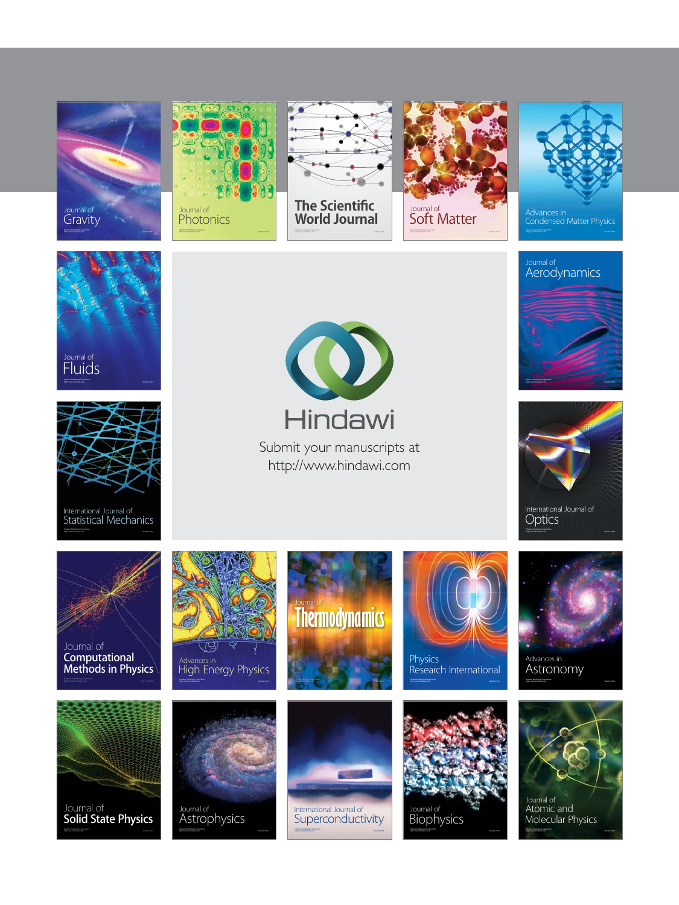Hindawi

Submit your manuscripts at
http://www.hindawi.com

Journal of Gravity

Journal of Photonics

The Scientific World Journal

Journal of Soft Matter

Advances in Condensed Matter Physics

Journal of Fluids

Journal of Aerodynamics

International Journal of Statistical Mechanics

International Journal of Optics

Journal of Computational Methods in Physics

Advances in High Energy Physics

Journal of Thermodynamics

Physics Research International

Advances in Astronomy

Journal of Solid State Physics

Journal of Astrophysics

International Journal of Superconductivity

Journal of Biophysics

Journal of Atomic and Molecular Physics